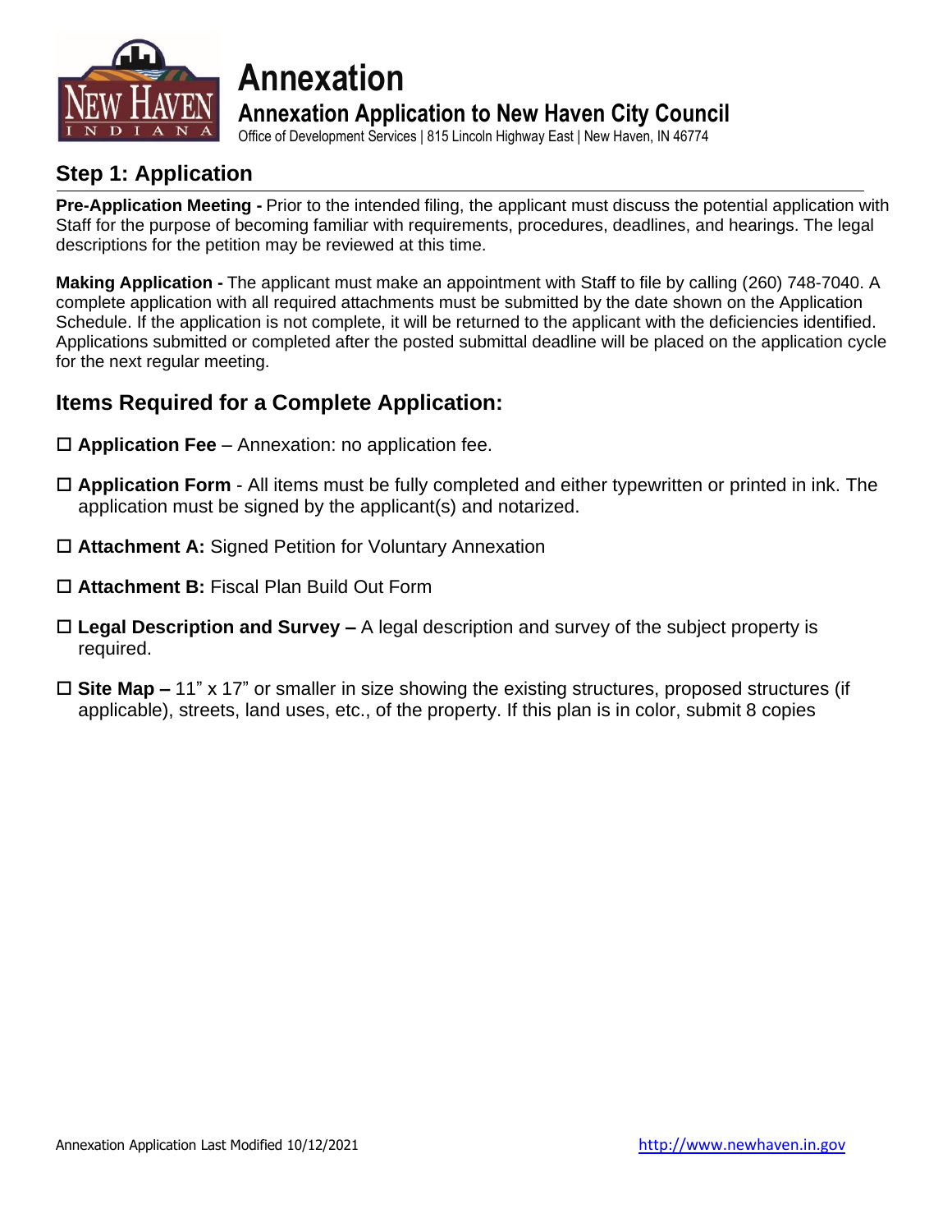# Annexation

## Annexation Application to New Haven City Council

Office of Development Services | 815 Lincoln Highway East | New Haven, IN 46774

## Step 1: Application

**Pre-Application Meeting -** Prior to the intended filing, the applicant must discuss the potential application with Staff for the purpose of becoming familiar with requirements, procedures, deadlines, and hearings. The legal descriptions for the petition may be reviewed at this time.

**Making Application -** The applicant must make an appointment with Staff to file by calling (260) 748-7040. A complete application with all required attachments must be submitted by the date shown on the Application Schedule. If the application is not complete, it will be returned to the applicant with the deficiencies identified. Applications submitted or completed after the posted submittal deadline will be placed on the application cycle for the next regular meeting.

## Items Required for a Complete Application:

- ☐ **Application Fee** – Annexation: no application fee.
- ☐ **Application Form** - All items must be fully completed and either typewritten or printed in ink. The application must be signed by the applicant(s) and notarized.
- ☐ **Attachment A:** Signed Petition for Voluntary Annexation
- ☐ **Attachment B:** Fiscal Plan Build Out Form
- ☐ **Legal Description and Survey –** A legal description and survey of the subject property is required.
- ☐ **Site Map –** 11" x 17" or smaller in size showing the existing structures, proposed structures (if applicable), streets, land uses, etc., of the property. If this plan is in color, submit 8 copies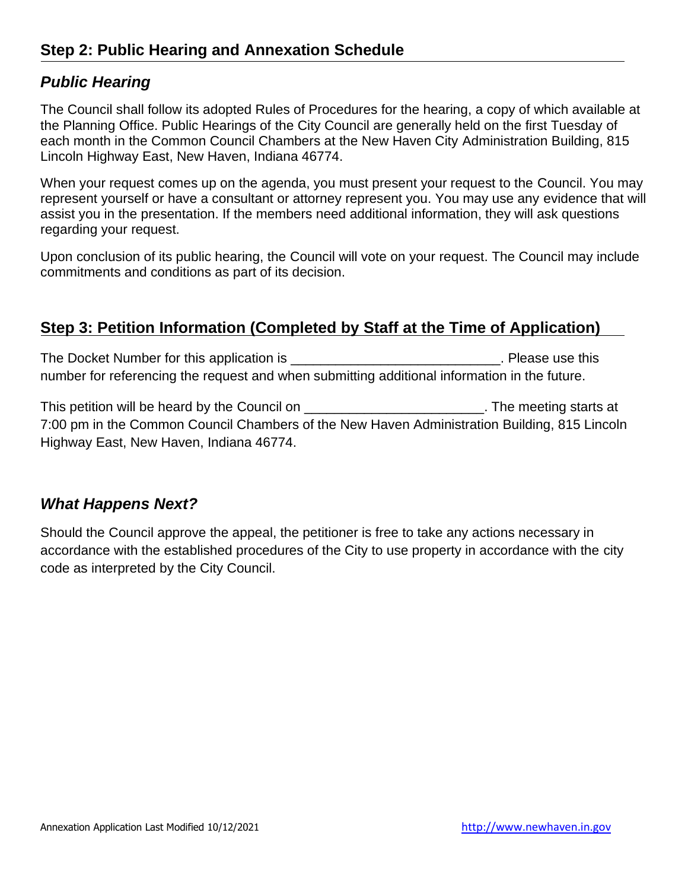## Step 2: Public Hearing and Annexation Schedule

### *Public Hearing*

The Council shall follow its adopted Rules of Procedures for the hearing, a copy of which available at the Planning Office. Public Hearings of the City Council are generally held on the first Tuesday of each month in the Common Council Chambers at the New Haven City Administration Building, 815 Lincoln Highway East, New Haven, Indiana 46774.

When your request comes up on the agenda, you must present your request to the Council. You may represent yourself or have a consultant or attorney represent you. You may use any evidence that will assist you in the presentation. If the members need additional information, they will ask questions regarding your request.

Upon conclusion of its public hearing, the Council will vote on your request. The Council may include commitments and conditions as part of its decision.

## Step 3: Petition Information (Completed by Staff at the Time of Application)

The Docket Number for this application is ___________________________. Please use this number for referencing the request and when submitting additional information in the future.

This petition will be heard by the Council on _______________________. The meeting starts at 7:00 pm in the Common Council Chambers of the New Haven Administration Building, 815 Lincoln Highway East, New Haven, Indiana 46774.

### *What Happens Next?*

Should the Council approve the appeal, the petitioner is free to take any actions necessary in accordance with the established procedures of the City to use property in accordance with the city code as interpreted by the City Council.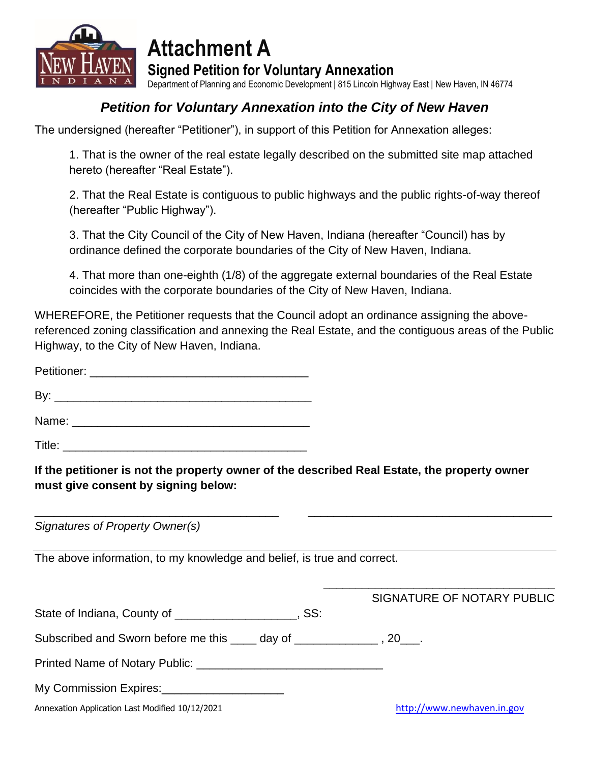# Attachment A

## Signed Petition for Voluntary Annexation

Department of Planning and Economic Development | 815 Lincoln Highway East | New Haven, IN 46774

### *Petition for Voluntary Annexation into the City of New Haven*

The undersigned (hereafter "Petitioner"), in support of this Petition for Annexation alleges:

1. That is the owner of the real estate legally described on the submitted site map attached hereto (hereafter "Real Estate").

2. That the Real Estate is contiguous to public highways and the public rights-of-way thereof (hereafter "Public Highway").

3. That the City Council of the City of New Haven, Indiana (hereafter "Council) has by ordinance defined the corporate boundaries of the City of New Haven, Indiana.

4. That more than one-eighth (1/8) of the aggregate external boundaries of the Real Estate coincides with the corporate boundaries of the City of New Haven, Indiana.

WHEREFORE, the Petitioner requests that the Council adopt an ordinance assigning the above-referenced zoning classification and annexing the Real Estate, and the contiguous areas of the Public Highway, to the City of New Haven, Indiana.

Petitioner: ___________________________________

By: _________________________________________

Name: ______________________________________

Title: _______________________________________

**If the petitioner is not the property owner of the described Real Estate, the property owner must give consent by signing below:**

_______________________________________ _______________________________________

*Signatures of Property Owner(s)*

The above information, to my knowledge and belief, is true and correct.

_____________________________________

SIGNATURE OF NOTARY PUBLIC

State of Indiana, County of ___________________, SS:

Subscribed and Sworn before me this ____ day of _____________ , 20___.

Printed Name of Notary Public: ______________________________

My Commission Expires:___________________

Annexation Application Last Modified 10/12/2021 http://www.newhaven.in.gov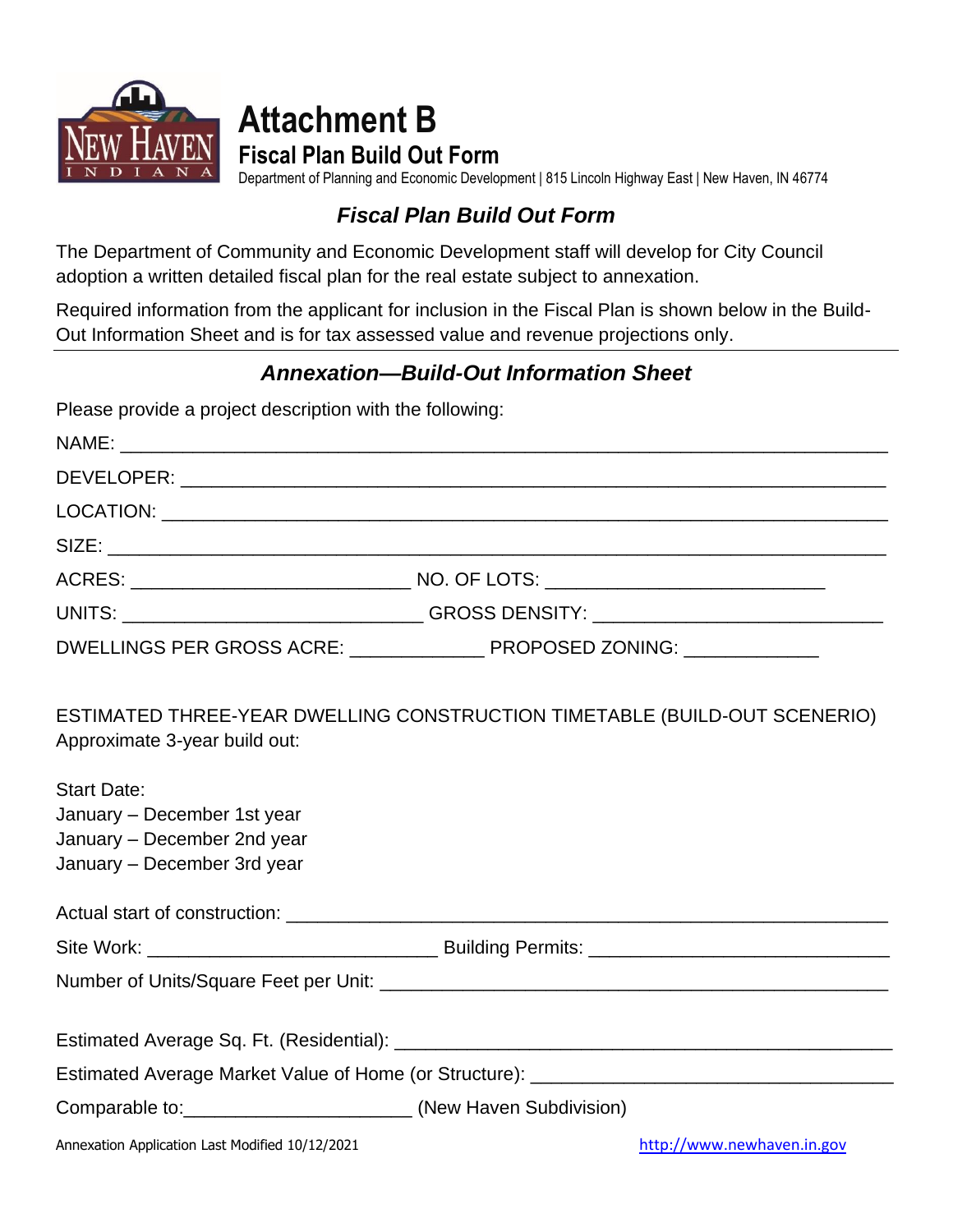# Attachment B

## Fiscal Plan Build Out Form

Department of Planning and Economic Development | 815 Lincoln Highway East | New Haven, IN 46774

### *Fiscal Plan Build Out Form*

The Department of Community and Economic Development staff will develop for City Council adoption a written detailed fiscal plan for the real estate subject to annexation.

Required information from the applicant for inclusion in the Fiscal Plan is shown below in the Build-Out Information Sheet and is for tax assessed value and revenue projections only.

---

### *Annexation—Build-Out Information Sheet*

Please provide a project description with the following:

NAME: ______________________________________________________________________

DEVELOPER: _________________________________________________________________

LOCATION: __________________________________________________________________

SIZE: _______________________________________________________________________

ACRES: __________________________ NO. OF LOTS: __________________________

UNITS: ____________________________ GROSS DENSITY: ___________________________

DWELLINGS PER GROSS ACRE: ____________ PROPOSED ZONING: ____________

ESTIMATED THREE-YEAR DWELLING CONSTRUCTION TIMETABLE (BUILD-OUT SCENERIO)
Approximate 3-year build out:

Start Date:
January – December 1st year
January – December 2nd year
January – December 3rd year

Actual start of construction: _______________________________________________________

Site Work: ___________________________ Building Permits: ____________________________

Number of Units/Square Feet per Unit: ______________________________________________

Estimated Average Sq. Ft. (Residential): ______________________________________________

Estimated Average Market Value of Home (or Structure): ________________________________

Comparable to:_____________________ (New Haven Subdivision)

Annexation Application Last Modified 10/12/2021 http://www.newhaven.in.gov